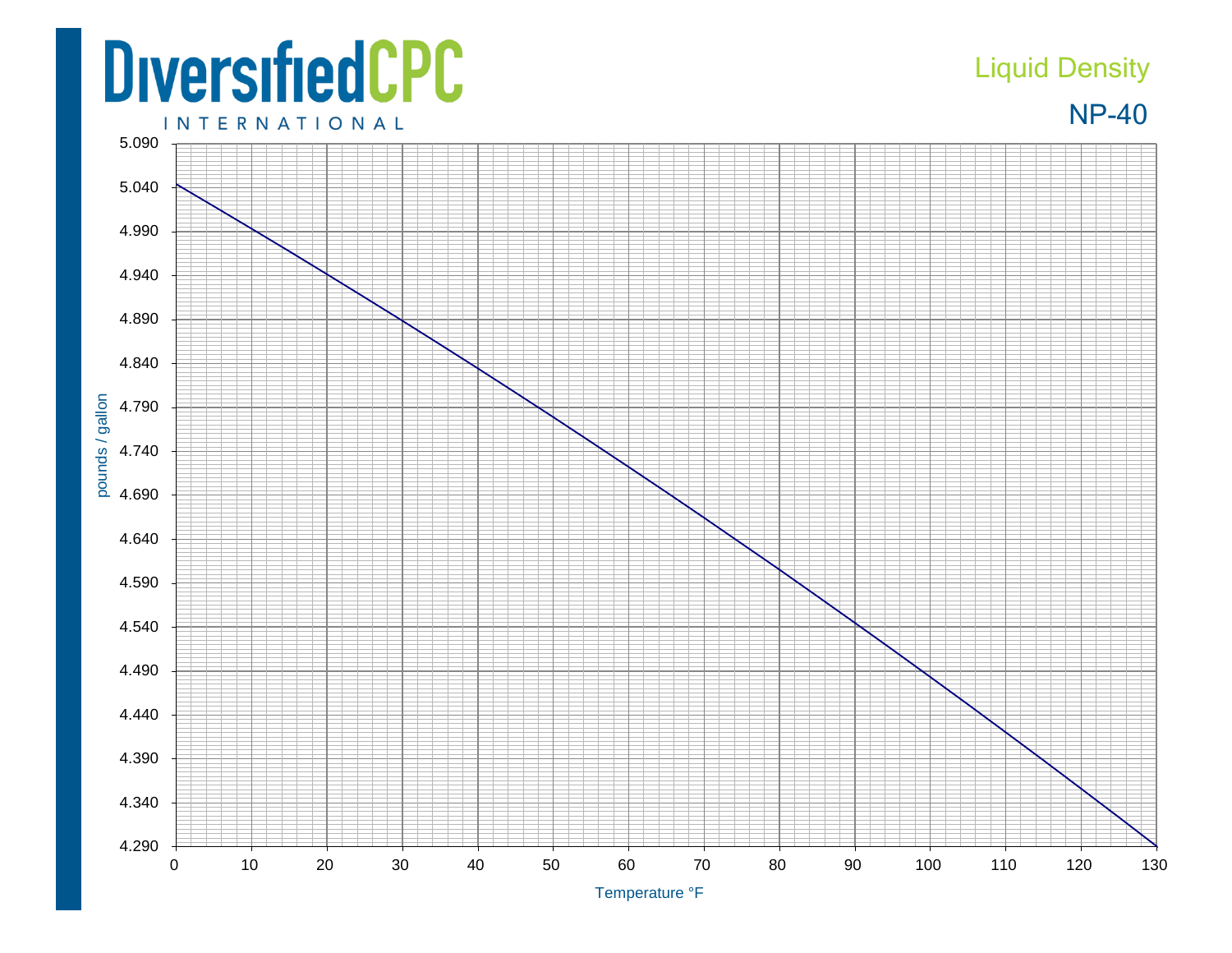DiversifiedCPC

INTERNATIONAL

# Liquid Density

## NP-40

pounds / gallon

5.090
5.040
4.990
4.940
4.890
4.840
4.790
4.740
4.690
4.640
4.590
4.540
4.490
4.440
4.390
4.340
4.290

0 10 20 30 40 50 60 70 80 90 100 110 120 130

Temperature °F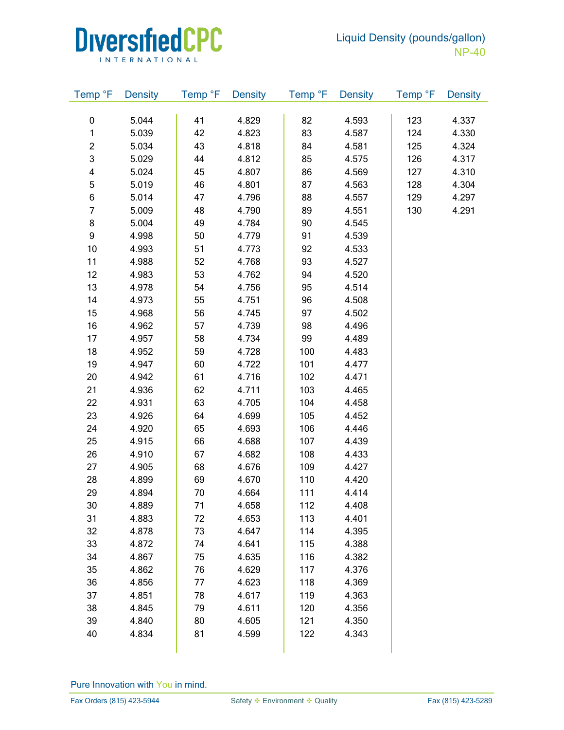DiversifiedCPC INTERNATIONAL

# Liquid Density (pounds/gallon)

## NP-40

| Temp °F | Density | Temp °F | Density | Temp °F | Density | Temp °F | Density |
|---|---|---|---|---|---|---|---|
| 0 | 5.044 | 41 | 4.829 | 82 | 4.593 | 123 | 4.337 |
| 1 | 5.039 | 42 | 4.823 | 83 | 4.587 | 124 | 4.330 |
| 2 | 5.034 | 43 | 4.818 | 84 | 4.581 | 125 | 4.324 |
| 3 | 5.029 | 44 | 4.812 | 85 | 4.575 | 126 | 4.317 |
| 4 | 5.024 | 45 | 4.807 | 86 | 4.569 | 127 | 4.310 |
| 5 | 5.019 | 46 | 4.801 | 87 | 4.563 | 128 | 4.304 |
| 6 | 5.014 | 47 | 4.796 | 88 | 4.557 | 129 | 4.297 |
| 7 | 5.009 | 48 | 4.790 | 89 | 4.551 | 130 | 4.291 |
| 8 | 5.004 | 49 | 4.784 | 90 | 4.545 | | |
| 9 | 4.998 | 50 | 4.779 | 91 | 4.539 | | |
| 10 | 4.993 | 51 | 4.773 | 92 | 4.533 | | |
| 11 | 4.988 | 52 | 4.768 | 93 | 4.527 | | |
| 12 | 4.983 | 53 | 4.762 | 94 | 4.520 | | |
| 13 | 4.978 | 54 | 4.756 | 95 | 4.514 | | |
| 14 | 4.973 | 55 | 4.751 | 96 | 4.508 | | |
| 15 | 4.968 | 56 | 4.745 | 97 | 4.502 | | |
| 16 | 4.962 | 57 | 4.739 | 98 | 4.496 | | |
| 17 | 4.957 | 58 | 4.734 | 99 | 4.489 | | |
| 18 | 4.952 | 59 | 4.728 | 100 | 4.483 | | |
| 19 | 4.947 | 60 | 4.722 | 101 | 4.477 | | |
| 20 | 4.942 | 61 | 4.716 | 102 | 4.471 | | |
| 21 | 4.936 | 62 | 4.711 | 103 | 4.465 | | |
| 22 | 4.931 | 63 | 4.705 | 104 | 4.458 | | |
| 23 | 4.926 | 64 | 4.699 | 105 | 4.452 | | |
| 24 | 4.920 | 65 | 4.693 | 106 | 4.446 | | |
| 25 | 4.915 | 66 | 4.688 | 107 | 4.439 | | |
| 26 | 4.910 | 67 | 4.682 | 108 | 4.433 | | |
| 27 | 4.905 | 68 | 4.676 | 109 | 4.427 | | |
| 28 | 4.899 | 69 | 4.670 | 110 | 4.420 | | |
| 29 | 4.894 | 70 | 4.664 | 111 | 4.414 | | |
| 30 | 4.889 | 71 | 4.658 | 112 | 4.408 | | |
| 31 | 4.883 | 72 | 4.653 | 113 | 4.401 | | |
| 32 | 4.878 | 73 | 4.647 | 114 | 4.395 | | |
| 33 | 4.872 | 74 | 4.641 | 115 | 4.388 | | |
| 34 | 4.867 | 75 | 4.635 | 116 | 4.382 | | |
| 35 | 4.862 | 76 | 4.629 | 117 | 4.376 | | |
| 36 | 4.856 | 77 | 4.623 | 118 | 4.369 | | |
| 37 | 4.851 | 78 | 4.617 | 119 | 4.363 | | |
| 38 | 4.845 | 79 | 4.611 | 120 | 4.356 | | |
| 39 | 4.840 | 80 | 4.605 | 121 | 4.350 | | |
| 40 | 4.834 | 81 | 4.599 | 122 | 4.343 | | |

Pure Innovation with You in mind.

Fax Orders (815) 423-5944 | Safety ❖ Environment ❖ Quality | Fax (815) 423-5289